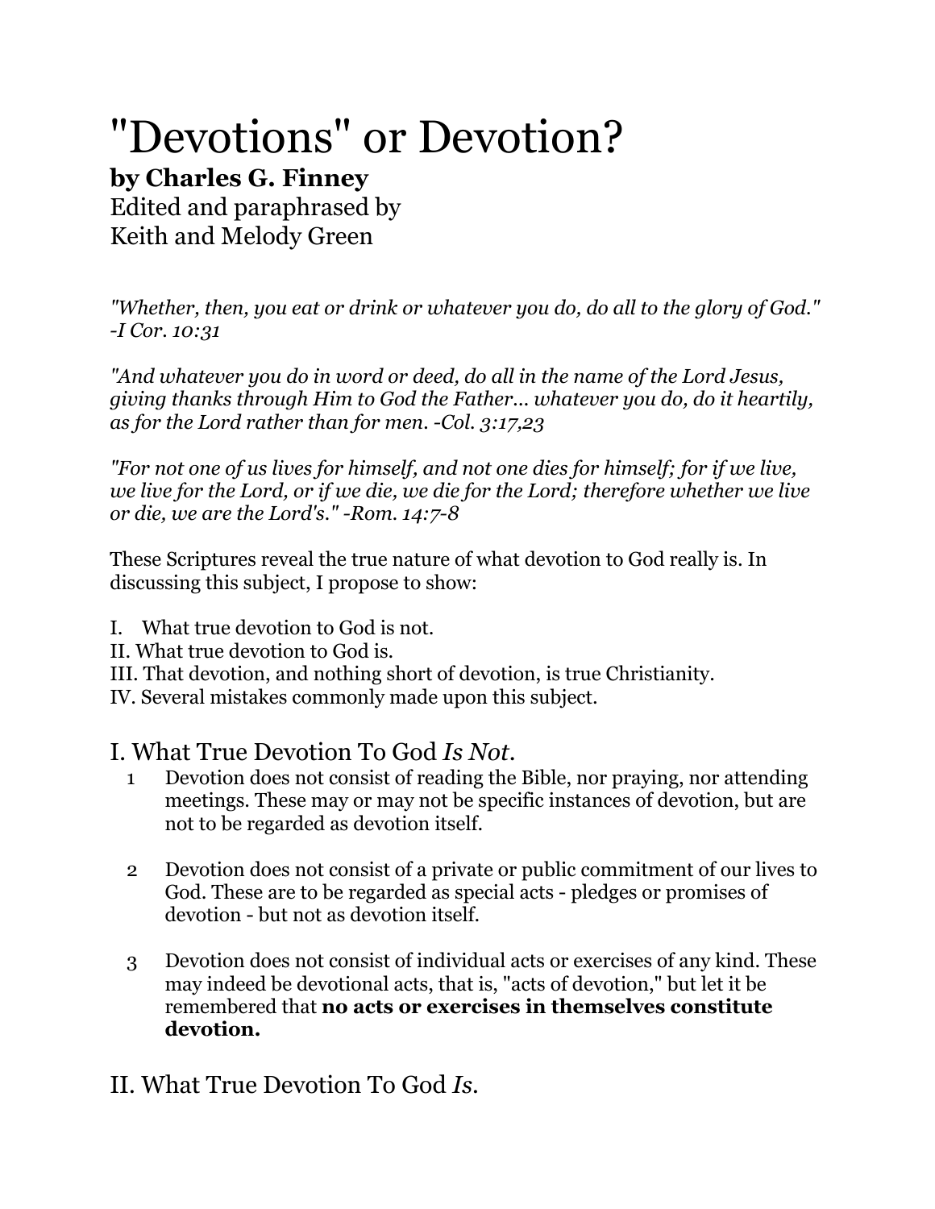# "Devotions" or Devotion?

**by Charles G. Finney**

Edited and paraphrased by
Keith and Melody Green

*"Whether, then, you eat or drink or whatever you do, do all to the glory of God." -I Cor. 10:31*

*"And whatever you do in word or deed, do all in the name of the Lord Jesus, giving thanks through Him to God the Father... whatever you do, do it heartily, as for the Lord rather than for men. -Col. 3:17,23*

*"For not one of us lives for himself, and not one dies for himself; for if we live, we live for the Lord, or if we die, we die for the Lord; therefore whether we live or die, we are the Lord's." -Rom. 14:7-8*

These Scriptures reveal the true nature of what devotion to God really is. In discussing this subject, I propose to show:

I. What true devotion to God is not.
II. What true devotion to God is.
III. That devotion, and nothing short of devotion, is true Christianity.
IV. Several mistakes commonly made upon this subject.

## I. What True Devotion To God *Is Not.*

1. Devotion does not consist of reading the Bible, nor praying, nor attending meetings. These may or may not be specific instances of devotion, but are not to be regarded as devotion itself.

2. Devotion does not consist of a private or public commitment of our lives to God. These are to be regarded as special acts - pledges or promises of devotion - but not as devotion itself.

3. Devotion does not consist of individual acts or exercises of any kind. These may indeed be devotional acts, that is, "acts of devotion," but let it be remembered that **no acts or exercises in themselves constitute devotion.**

## II. What True Devotion To God *Is.*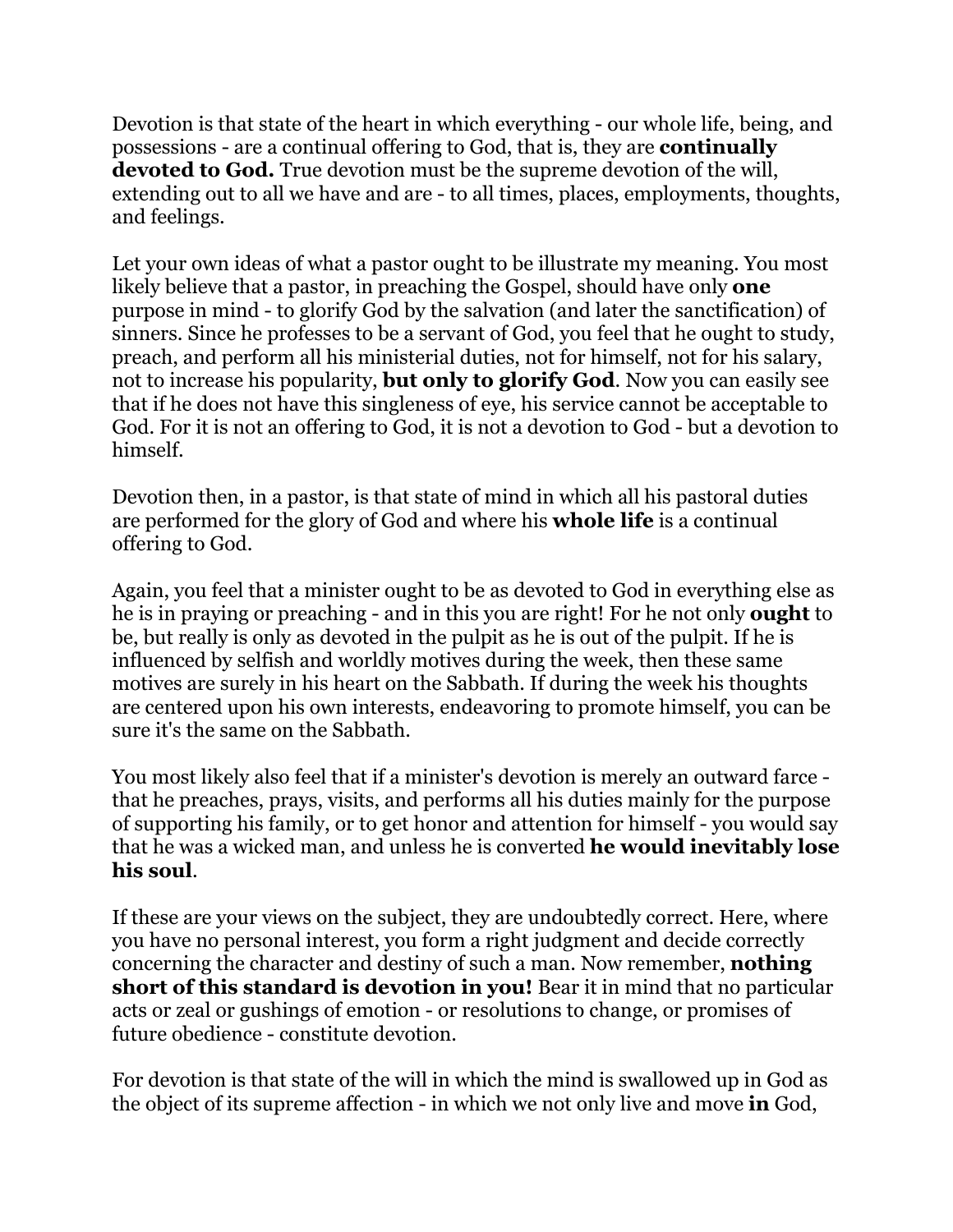Devotion is that state of the heart in which everything - our whole life, being, and possessions - are a continual offering to God, that is, they are **continually devoted to God.** True devotion must be the supreme devotion of the will, extending out to all we have and are - to all times, places, employments, thoughts, and feelings.

Let your own ideas of what a pastor ought to be illustrate my meaning. You most likely believe that a pastor, in preaching the Gospel, should have only **one** purpose in mind - to glorify God by the salvation (and later the sanctification) of sinners. Since he professes to be a servant of God, you feel that he ought to study, preach, and perform all his ministerial duties, not for himself, not for his salary, not to increase his popularity, **but only to glorify God**. Now you can easily see that if he does not have this singleness of eye, his service cannot be acceptable to God. For it is not an offering to God, it is not a devotion to God - but a devotion to himself.

Devotion then, in a pastor, is that state of mind in which all his pastoral duties are performed for the glory of God and where his **whole life** is a continual offering to God.

Again, you feel that a minister ought to be as devoted to God in everything else as he is in praying or preaching - and in this you are right! For he not only **ought** to be, but really is only as devoted in the pulpit as he is out of the pulpit. If he is influenced by selfish and worldly motives during the week, then these same motives are surely in his heart on the Sabbath. If during the week his thoughts are centered upon his own interests, endeavoring to promote himself, you can be sure it's the same on the Sabbath.

You most likely also feel that if a minister's devotion is merely an outward farce - that he preaches, prays, visits, and performs all his duties mainly for the purpose of supporting his family, or to get honor and attention for himself - you would say that he was a wicked man, and unless he is converted **he would inevitably lose his soul**.

If these are your views on the subject, they are undoubtedly correct. Here, where you have no personal interest, you form a right judgment and decide correctly concerning the character and destiny of such a man. Now remember, **nothing short of this standard is devotion in you!** Bear it in mind that no particular acts or zeal or gushings of emotion - or resolutions to change, or promises of future obedience - constitute devotion.

For devotion is that state of the will in which the mind is swallowed up in God as the object of its supreme affection - in which we not only live and move **in** God,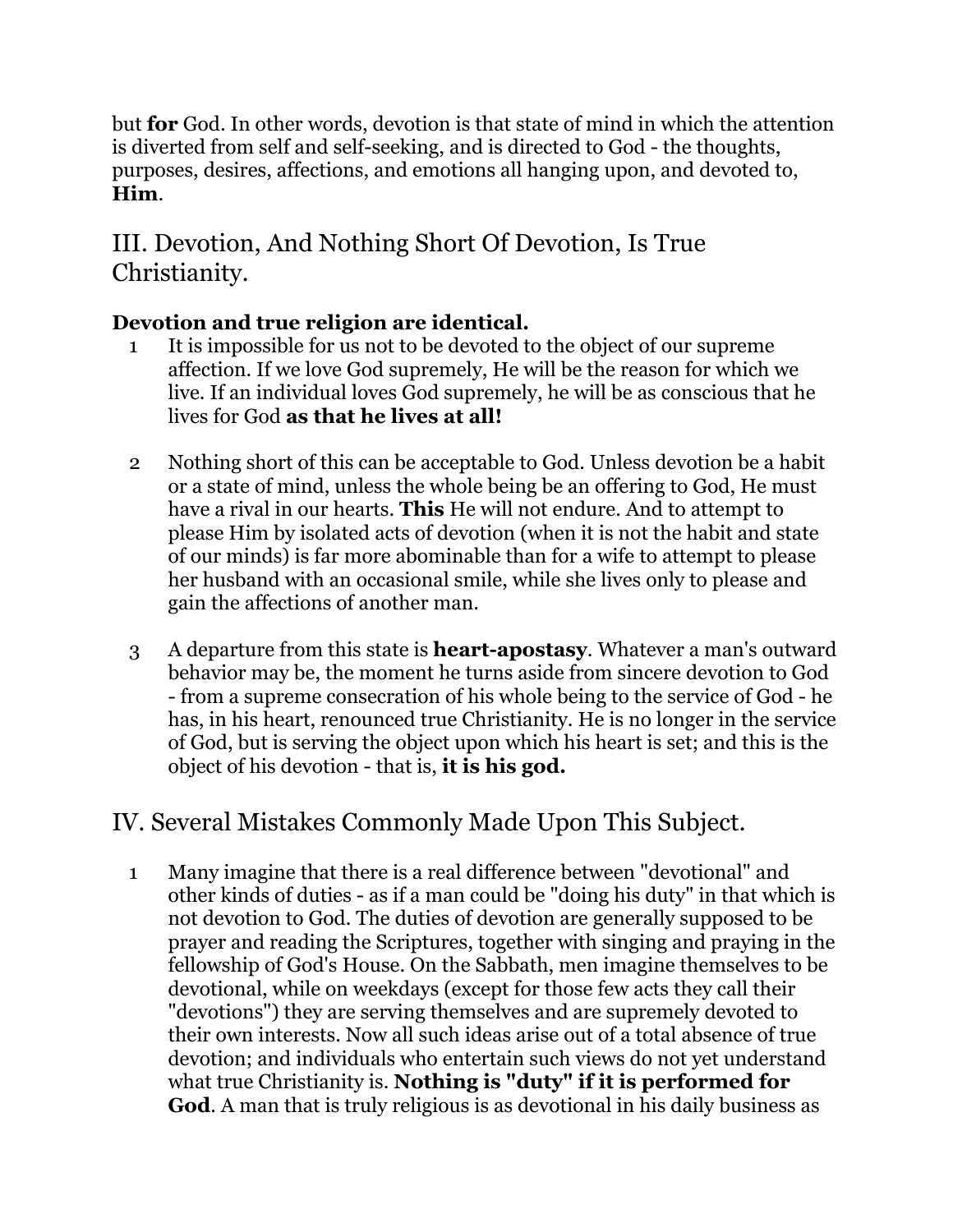but **for** God. In other words, devotion is that state of mind in which the attention is diverted from self and self-seeking, and is directed to God - the thoughts, purposes, desires, affections, and emotions all hanging upon, and devoted to, **Him**.

## III. Devotion, And Nothing Short Of Devotion, Is True Christianity.

**Devotion and true religion are identical.**

1. It is impossible for us not to be devoted to the object of our supreme affection. If we love God supremely, He will be the reason for which we live. If an individual loves God supremely, he will be as conscious that he lives for God **as that he lives at all!**

2. Nothing short of this can be acceptable to God. Unless devotion be a habit or a state of mind, unless the whole being be an offering to God, He must have a rival in our hearts. **This** He will not endure. And to attempt to please Him by isolated acts of devotion (when it is not the habit and state of our minds) is far more abominable than for a wife to attempt to please her husband with an occasional smile, while she lives only to please and gain the affections of another man.

3. A departure from this state is **heart-apostasy**. Whatever a man's outward behavior may be, the moment he turns aside from sincere devotion to God - from a supreme consecration of his whole being to the service of God - he has, in his heart, renounced true Christianity. He is no longer in the service of God, but is serving the object upon which his heart is set; and this is the object of his devotion - that is, **it is his god.**

## IV. Several Mistakes Commonly Made Upon This Subject.

1. Many imagine that there is a real difference between "devotional" and other kinds of duties - as if a man could be "doing his duty" in that which is not devotion to God. The duties of devotion are generally supposed to be prayer and reading the Scriptures, together with singing and praying in the fellowship of God's House. On the Sabbath, men imagine themselves to be devotional, while on weekdays (except for those few acts they call their "devotions") they are serving themselves and are supremely devoted to their own interests. Now all such ideas arise out of a total absence of true devotion; and individuals who entertain such views do not yet understand what true Christianity is. **Nothing is "duty" if it is performed for God**. A man that is truly religious is as devotional in his daily business as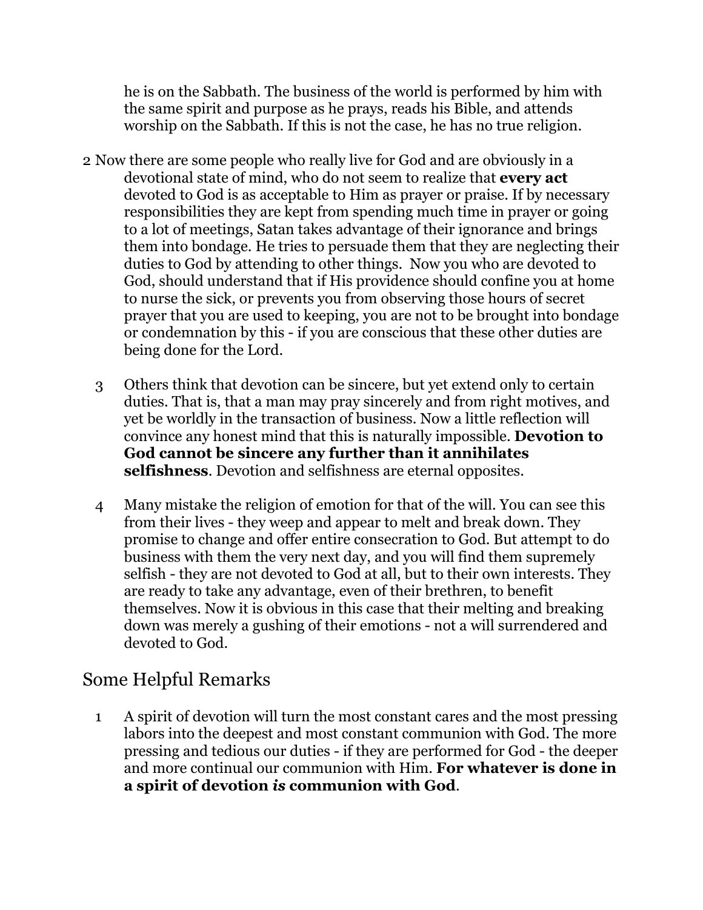he is on the Sabbath. The business of the world is performed by him with the same spirit and purpose as he prays, reads his Bible, and attends worship on the Sabbath. If this is not the case, he has no true religion.

2 Now there are some people who really live for God and are obviously in a devotional state of mind, who do not seem to realize that **every act** devoted to God is as acceptable to Him as prayer or praise. If by necessary responsibilities they are kept from spending much time in prayer or going to a lot of meetings, Satan takes advantage of their ignorance and brings them into bondage. He tries to persuade them that they are neglecting their duties to God by attending to other things. Now you who are devoted to God, should understand that if His providence should confine you at home to nurse the sick, or prevents you from observing those hours of secret prayer that you are used to keeping, you are not to be brought into bondage or condemnation by this - if you are conscious that these other duties are being done for the Lord.

3 Others think that devotion can be sincere, but yet extend only to certain duties. That is, that a man may pray sincerely and from right motives, and yet be worldly in the transaction of business. Now a little reflection will convince any honest mind that this is naturally impossible. **Devotion to God cannot be sincere any further than it annihilates selfishness**. Devotion and selfishness are eternal opposites.

4 Many mistake the religion of emotion for that of the will. You can see this from their lives - they weep and appear to melt and break down. They promise to change and offer entire consecration to God. But attempt to do business with them the very next day, and you will find them supremely selfish - they are not devoted to God at all, but to their own interests. They are ready to take any advantage, even of their brethren, to benefit themselves. Now it is obvious in this case that their melting and breaking down was merely a gushing of their emotions - not a will surrendered and devoted to God.

## Some Helpful Remarks

1 A spirit of devotion will turn the most constant cares and the most pressing labors into the deepest and most constant communion with God. The more pressing and tedious our duties - if they are performed for God - the deeper and more continual our communion with Him. **For whatever is done in a spirit of devotion *is* communion with God**.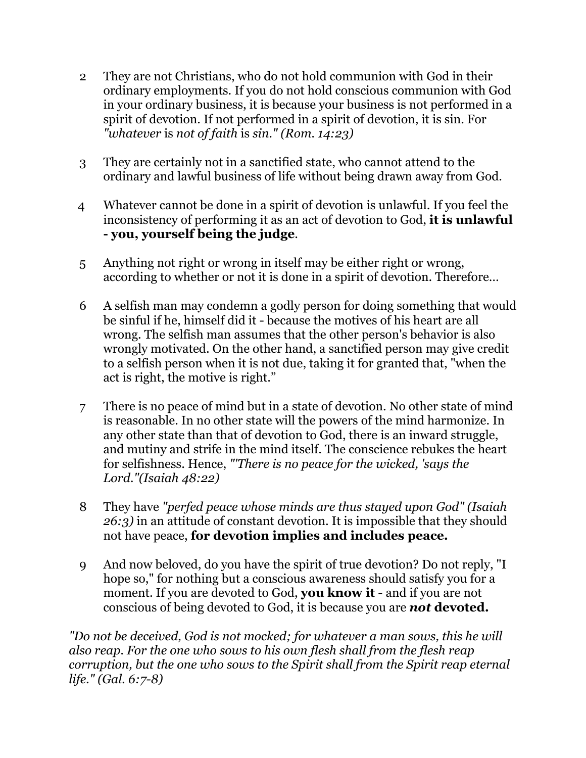2. They are not Christians, who do not hold communion with God in their ordinary employments. If you do not hold conscious communion with God in your ordinary business, it is because your business is not performed in a spirit of devotion. If not performed in a spirit of devotion, it is sin. For *"whatever* is *not of faith* is *sin." (Rom. 14:23)*

3. They are certainly not in a sanctified state, who cannot attend to the ordinary and lawful business of life without being drawn away from God.

4. Whatever cannot be done in a spirit of devotion is unlawful. If you feel the inconsistency of performing it as an act of devotion to God, **it is unlawful - you, yourself being the judge**.

5. Anything not right or wrong in itself may be either right or wrong, according to whether or not it is done in a spirit of devotion. Therefore...

6. A selfish man may condemn a godly person for doing something that would be sinful if he, himself did it - because the motives of his heart are all wrong. The selfish man assumes that the other person's behavior is also wrongly motivated. On the other hand, a sanctified person may give credit to a selfish person when it is not due, taking it for granted that, "when the act is right, the motive is right."

7. There is no peace of mind but in a state of devotion. No other state of mind is reasonable. In no other state will the powers of the mind harmonize. In any other state than that of devotion to God, there is an inward struggle, and mutiny and strife in the mind itself. The conscience rebukes the heart for selfishness. Hence, *"'There is no peace for the wicked, 'says the Lord."(Isaiah 48:22)*

8. They have *"perfed peace whose minds are thus stayed upon God" (Isaiah 26:3)* in an attitude of constant devotion. It is impossible that they should not have peace, **for devotion implies and includes peace.**

9. And now beloved, do you have the spirit of true devotion? Do not reply, "I hope so," for nothing but a conscious awareness should satisfy you for a moment. If you are devoted to God, **you know it** - and if you are not conscious of being devoted to God, it is because you are ***not* devoted.**

*"Do not be deceived, God is not mocked; for whatever a man sows, this he will also reap. For the one who sows to his own flesh shall from the flesh reap corruption, but the one who sows to the Spirit shall from the Spirit reap eternal life." (Gal. 6:7-8)*